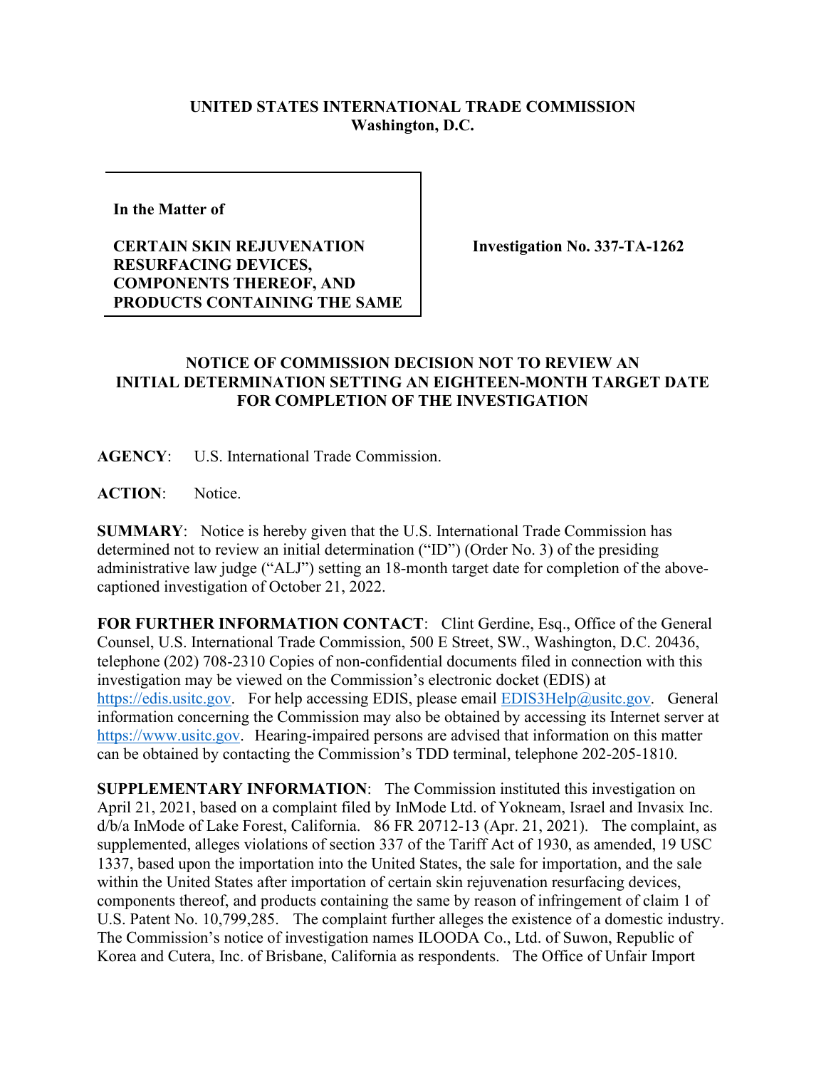**UNITED STATES INTERNATIONAL TRADE COMMISSION**
**Washington, D.C.**

| | |
|---|---|
| **In the Matter of**<br><br>**CERTAIN SKIN REJUVENATION RESURFACING DEVICES, COMPONENTS THEREOF, AND PRODUCTS CONTAINING THE SAME** | **Investigation No. 337-TA-1262** |

**NOTICE OF COMMISSION DECISION NOT TO REVIEW AN INITIAL DETERMINATION SETTING AN EIGHTEEN-MONTH TARGET DATE FOR COMPLETION OF THE INVESTIGATION**

**AGENCY**: U.S. International Trade Commission.

**ACTION**: Notice.

**SUMMARY**: Notice is hereby given that the U.S. International Trade Commission has determined not to review an initial determination ("ID") (Order No. 3) of the presiding administrative law judge ("ALJ") setting an 18-month target date for completion of the above-captioned investigation of October 21, 2022.

**FOR FURTHER INFORMATION CONTACT**: Clint Gerdine, Esq., Office of the General Counsel, U.S. International Trade Commission, 500 E Street, SW., Washington, D.C. 20436, telephone (202) 708-2310 Copies of non-confidential documents filed in connection with this investigation may be viewed on the Commission's electronic docket (EDIS) at https://edis.usitc.gov. For help accessing EDIS, please email EDIS3Help@usitc.gov. General information concerning the Commission may also be obtained by accessing its Internet server at https://www.usitc.gov. Hearing-impaired persons are advised that information on this matter can be obtained by contacting the Commission's TDD terminal, telephone 202-205-1810.

**SUPPLEMENTARY INFORMATION**: The Commission instituted this investigation on April 21, 2021, based on a complaint filed by InMode Ltd. of Yokneam, Israel and Invasix Inc. d/b/a InMode of Lake Forest, California. 86 FR 20712-13 (Apr. 21, 2021). The complaint, as supplemented, alleges violations of section 337 of the Tariff Act of 1930, as amended, 19 USC 1337, based upon the importation into the United States, the sale for importation, and the sale within the United States after importation of certain skin rejuvenation resurfacing devices, components thereof, and products containing the same by reason of infringement of claim 1 of U.S. Patent No. 10,799,285. The complaint further alleges the existence of a domestic industry. The Commission's notice of investigation names ILOODA Co., Ltd. of Suwon, Republic of Korea and Cutera, Inc. of Brisbane, California as respondents. The Office of Unfair Import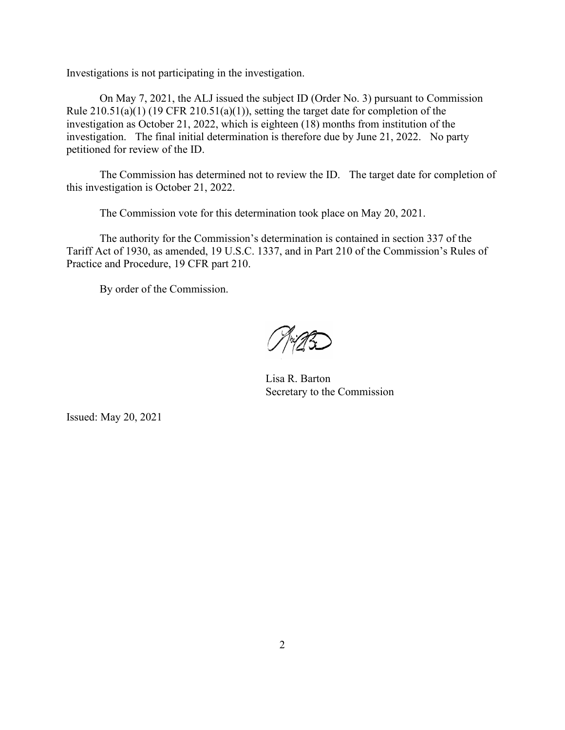Investigations is not participating in the investigation.

On May 7, 2021, the ALJ issued the subject ID (Order No. 3) pursuant to Commission Rule 210.51(a)(1) (19 CFR 210.51(a)(1)), setting the target date for completion of the investigation as October 21, 2022, which is eighteen (18) months from institution of the investigation. The final initial determination is therefore due by June 21, 2022. No party petitioned for review of the ID.

The Commission has determined not to review the ID. The target date for completion of this investigation is October 21, 2022.

The Commission vote for this determination took place on May 20, 2021.

The authority for the Commission's determination is contained in section 337 of the Tariff Act of 1930, as amended, 19 U.S.C. 1337, and in Part 210 of the Commission's Rules of Practice and Procedure, 19 CFR part 210.

By order of the Commission.

Lisa R. Barton
Secretary to the Commission

Issued: May 20, 2021